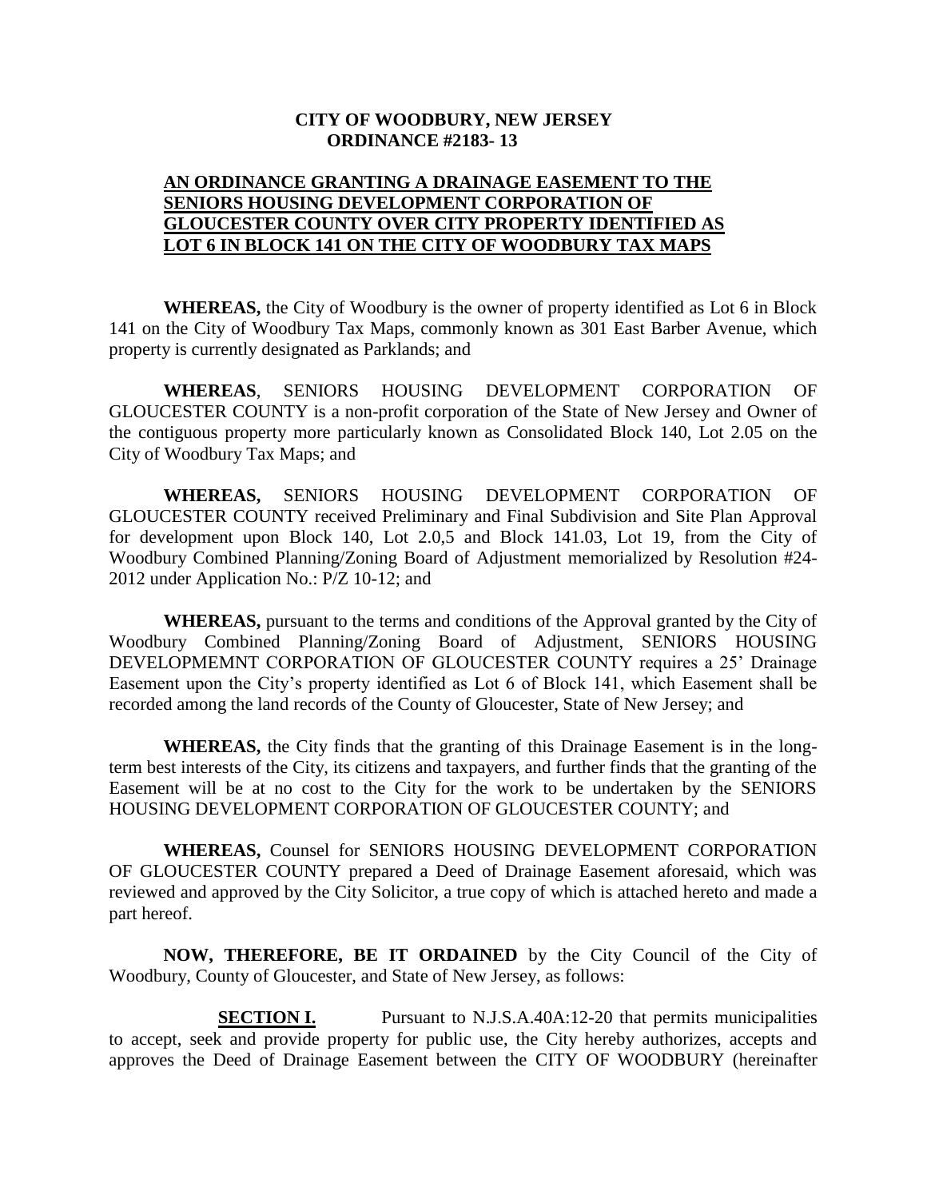**CITY OF WOODBURY, NEW JERSEY**
**ORDINANCE #2183- 13**

**AN ORDINANCE GRANTING A DRAINAGE EASEMENT TO THE SENIORS HOUSING DEVELOPMENT CORPORATION OF GLOUCESTER COUNTY OVER CITY PROPERTY IDENTIFIED AS LOT 6 IN BLOCK 141 ON THE CITY OF WOODBURY TAX MAPS**

**WHEREAS,** the City of Woodbury is the owner of property identified as Lot 6 in Block 141 on the City of Woodbury Tax Maps, commonly known as 301 East Barber Avenue, which property is currently designated as Parklands; and

**WHEREAS**, SENIORS HOUSING DEVELOPMENT CORPORATION OF GLOUCESTER COUNTY is a non-profit corporation of the State of New Jersey and Owner of the contiguous property more particularly known as Consolidated Block 140, Lot 2.05 on the City of Woodbury Tax Maps; and

**WHEREAS,** SENIORS HOUSING DEVELOPMENT CORPORATION OF GLOUCESTER COUNTY received Preliminary and Final Subdivision and Site Plan Approval for development upon Block 140, Lot 2.0,5 and Block 141.03, Lot 19, from the City of Woodbury Combined Planning/Zoning Board of Adjustment memorialized by Resolution #24-2012 under Application No.: P/Z 10-12; and

**WHEREAS,** pursuant to the terms and conditions of the Approval granted by the City of Woodbury Combined Planning/Zoning Board of Adjustment, SENIORS HOUSING DEVELOPMEMNT CORPORATION OF GLOUCESTER COUNTY requires a 25' Drainage Easement upon the City's property identified as Lot 6 of Block 141, which Easement shall be recorded among the land records of the County of Gloucester, State of New Jersey; and

**WHEREAS,** the City finds that the granting of this Drainage Easement is in the long-term best interests of the City, its citizens and taxpayers, and further finds that the granting of the Easement will be at no cost to the City for the work to be undertaken by the SENIORS HOUSING DEVELOPMENT CORPORATION OF GLOUCESTER COUNTY; and

**WHEREAS,** Counsel for SENIORS HOUSING DEVELOPMENT CORPORATION OF GLOUCESTER COUNTY prepared a Deed of Drainage Easement aforesaid, which was reviewed and approved by the City Solicitor, a true copy of which is attached hereto and made a part hereof.

**NOW, THEREFORE, BE IT ORDAINED** by the City Council of the City of Woodbury, County of Gloucester, and State of New Jersey, as follows:

**SECTION I.** Pursuant to N.J.S.A.40A:12-20 that permits municipalities to accept, seek and provide property for public use, the City hereby authorizes, accepts and approves the Deed of Drainage Easement between the CITY OF WOODBURY (hereinafter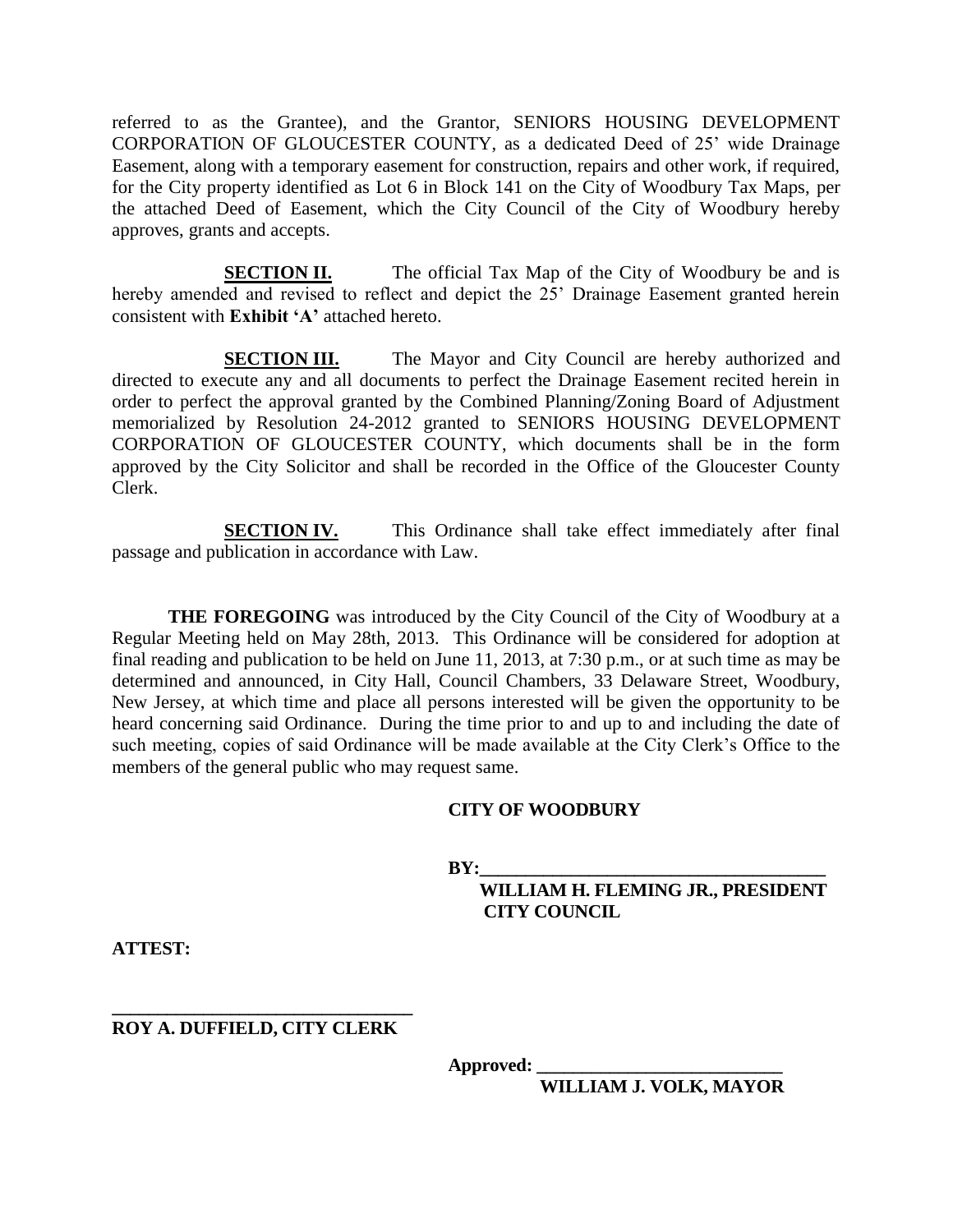referred to as the Grantee), and the Grantor, SENIORS HOUSING DEVELOPMENT CORPORATION OF GLOUCESTER COUNTY, as a dedicated Deed of 25' wide Drainage Easement, along with a temporary easement for construction, repairs and other work, if required, for the City property identified as Lot 6 in Block 141 on the City of Woodbury Tax Maps, per the attached Deed of Easement, which the City Council of the City of Woodbury hereby approves, grants and accepts.

**SECTION II.** The official Tax Map of the City of Woodbury be and is hereby amended and revised to reflect and depict the 25' Drainage Easement granted herein consistent with **Exhibit 'A'** attached hereto.

**SECTION III.** The Mayor and City Council are hereby authorized and directed to execute any and all documents to perfect the Drainage Easement recited herein in order to perfect the approval granted by the Combined Planning/Zoning Board of Adjustment memorialized by Resolution 24-2012 granted to SENIORS HOUSING DEVELOPMENT CORPORATION OF GLOUCESTER COUNTY, which documents shall be in the form approved by the City Solicitor and shall be recorded in the Office of the Gloucester County Clerk.

**SECTION IV.** This Ordinance shall take effect immediately after final passage and publication in accordance with Law.

**THE FOREGOING** was introduced by the City Council of the City of Woodbury at a Regular Meeting held on May 28th, 2013. This Ordinance will be considered for adoption at final reading and publication to be held on June 11, 2013, at 7:30 p.m., or at such time as may be determined and announced, in City Hall, Council Chambers, 33 Delaware Street, Woodbury, New Jersey, at which time and place all persons interested will be given the opportunity to be heard concerning said Ordinance. During the time prior to and up to and including the date of such meeting, copies of said Ordinance will be made available at the City Clerk's Office to the members of the general public who may request same.

**CITY OF WOODBURY**

**BY:\_\_\_\_\_\_\_\_\_\_\_\_\_\_\_\_\_\_\_\_\_\_\_\_\_\_\_\_\_\_\_\_\_\_\_\_\_**
**WILLIAM H. FLEMING JR., PRESIDENT**
**CITY COUNCIL**

**ATTEST:**

**\_\_\_\_\_\_\_\_\_\_\_\_\_\_\_\_\_\_\_\_\_\_\_\_\_\_\_\_\_\_\_\_**
**ROY A. DUFFIELD, CITY CLERK**

**Approved: \_\_\_\_\_\_\_\_\_\_\_\_\_\_\_\_\_\_\_\_\_\_\_\_\_\_**
**WILLIAM J. VOLK, MAYOR**